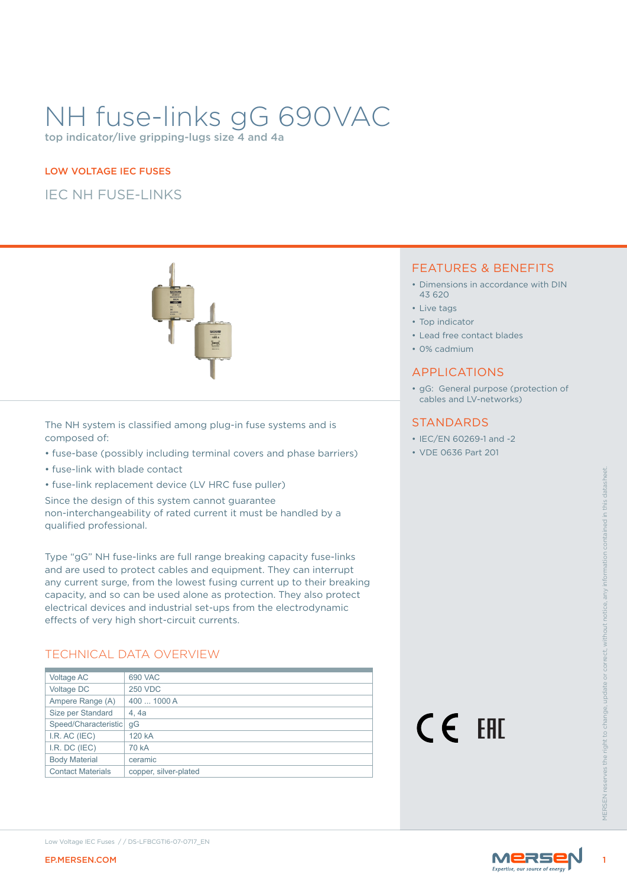# NH fuse-links gG 690VAC

top indicator/live gripping-lugs size 4 and 4a

LOW VOLTAGE IEC FUSES

## IEC NH FUSE-LINKS

The NH system is classified among plug-in fuse systems and is composed of:

- fuse-base (possibly including terminal covers and phase barriers)
- fuse-link with blade contact
- fuse-link replacement device (LV HRC fuse puller)

Since the design of this system cannot guarantee non-interchangeability of rated current it must be handled by a qualified professional.

Type "gG" NH fuse-links are full range breaking capacity fuse-links and are used to protect cables and equipment. They can interrupt any current surge, from the lowest fusing current up to their breaking capacity, and so can be used alone as protection. They also protect electrical devices and industrial set-ups from the electrodynamic effects of very high short-circuit currents.

## TECHNICAL DATA OVERVIEW

| | |
|---|---|
| Voltage AC | 690 VAC |
| Voltage DC | 250 VDC |
| Ampere Range (A) | 400 ... 1000 A |
| Size per Standard | 4, 4a |
| Speed/Characteristic | gG |
| I.R. AC (IEC) | 120 kA |
| I.R. DC (IEC) | 70 kA |
| Body Material | ceramic |
| Contact Materials | copper, silver-plated |

## FEATURES & BENEFITS

- Dimensions in accordance with DIN 43 620
- Live tags
- Top indicator
- Lead free contact blades
- 0% cadmium

## APPLICATIONS

- gG: General purpose (protection of cables and LV-networks)

## STANDARDS

- IEC/EN 60269-1 and -2
- VDE 0636 Part 201

MERSEN reserves the right to change, update or correct, without notice, any information contained in this datasheet.

Low Voltage IEC Fuses / / DS-LFBCGTI6-07-0717_EN

EP.MERSEN.COM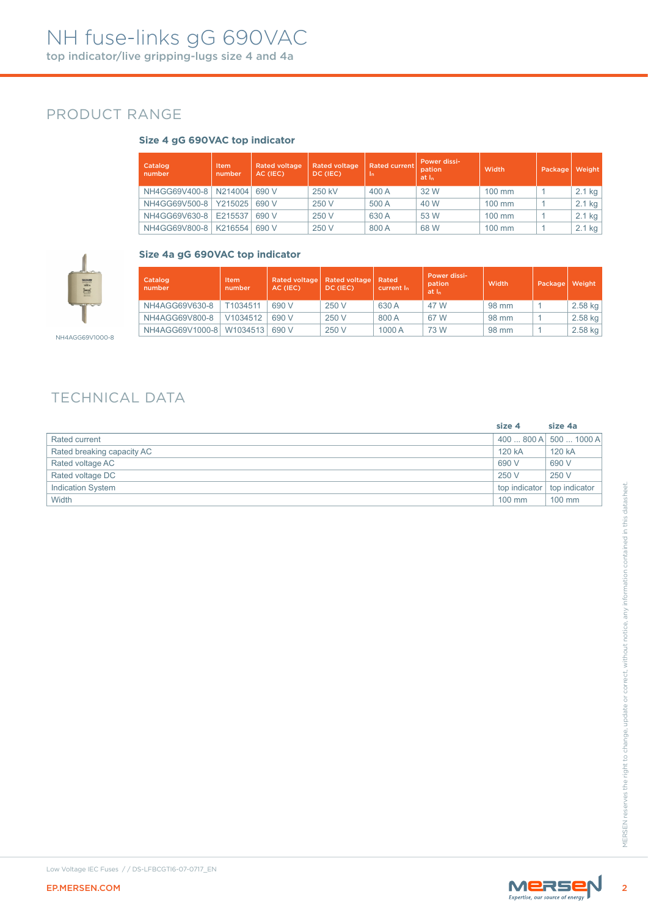# NH fuse-links gG 690VAC

top indicator/live gripping-lugs size 4 and 4a

## PRODUCT RANGE

### Size 4 gG 690VAC top indicator

| Catalog number | Item number | Rated voltage AC (IEC) | Rated voltage DC (IEC) | Rated current $I_n$ | Power dissi-pation at $I_n$ | Width | Package | Weight |
|---|---|---|---|---|---|---|---|---|
| NH4GG69V400-8 | N214004 | 690 V | 250 kV | 400 A | 32 W | 100 mm | 1 | 2.1 kg |
| NH4GG69V500-8 | Y215025 | 690 V | 250 V | 500 A | 40 W | 100 mm | 1 | 2.1 kg |
| NH4GG69V630-8 | E215537 | 690 V | 250 V | 630 A | 53 W | 100 mm | 1 | 2.1 kg |
| NH4GG69V800-8 | K216554 | 690 V | 250 V | 800 A | 68 W | 100 mm | 1 | 2.1 kg |

### Size 4a gG 690VAC top indicator

| Catalog number | Item number | Rated voltage AC (IEC) | Rated voltage DC (IEC) | Rated current $I_n$ | Power dissi-pation at $I_n$ | Width | Package | Weight |
|---|---|---|---|---|---|---|---|---|
| NH4AGG69V630-8 | T1034511 | 690 V | 250 V | 630 A | 47 W | 98 mm | 1 | 2.58 kg |
| NH4AGG69V800-8 | V1034512 | 690 V | 250 V | 800 A | 67 W | 98 mm | 1 | 2.58 kg |
| NH4AGG69V1000-8 | W1034513 | 690 V | 250 V | 1000 A | 73 W | 98 mm | 1 | 2.58 kg |

NH4AGG69V1000-8

## TECHNICAL DATA

| | size 4 | size 4a |
|---|---|---|
| Rated current | 400 ... 800 A | 500 ... 1000 A |
| Rated breaking capacity AC | 120 kA | 120 kA |
| Rated voltage AC | 690 V | 690 V |
| Rated voltage DC | 250 V | 250 V |
| Indication System | top indicator | top indicator |
| Width | 100 mm | 100 mm |

MERSEN reserves the right to change, update or correct, without notice, any information contained in this datasheet.

Low Voltage IEC Fuses / / DS-LFBCGT16-07-0717_EN

EP.MERSEN.COM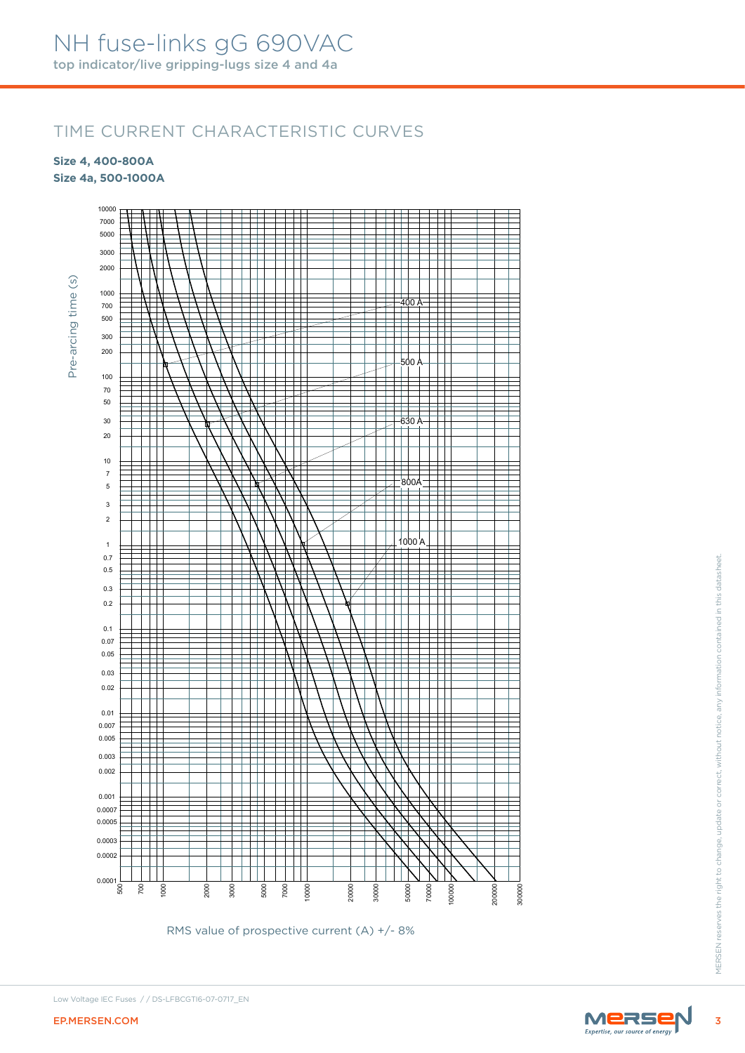# NH fuse-links gG 690VAC

top indicator/live gripping-lugs size 4 and 4a

## TIME CURRENT CHARACTERISTIC CURVES

**Size 4, 400-800A**
**Size 4a, 500-1000A**

Pre-arcing time (s)

10000, 7000, 5000, 3000, 2000, 1000, 700, 500, 300, 200, 100, 70, 50, 30, 20, 10, 7, 5, 3, 2, 1, 0.7, 0.5, 0.3, 0.2, 0.1, 0.07, 0.05, 0.03, 0.02, 0.01, 0.007, 0.005, 0.003, 0.002, 0.001, 0.0007, 0.0005, 0.0003, 0.0002, 0.0001

400 A
500 A
630 A
800A
1000 A

500, 700, 1000, 2000, 3000, 5000, 7000, 10000, 20000, 30000, 50000, 70000, 100000, 200000, 300000

RMS value of prospective current (A) +/- 8%

Low Voltage IEC Fuses / / DS-LFBCGT16-07-0717_EN

EP.MERSEN.COM

MERSEN reserves the right to change, update or correct, without notice, any information contained in this datasheet.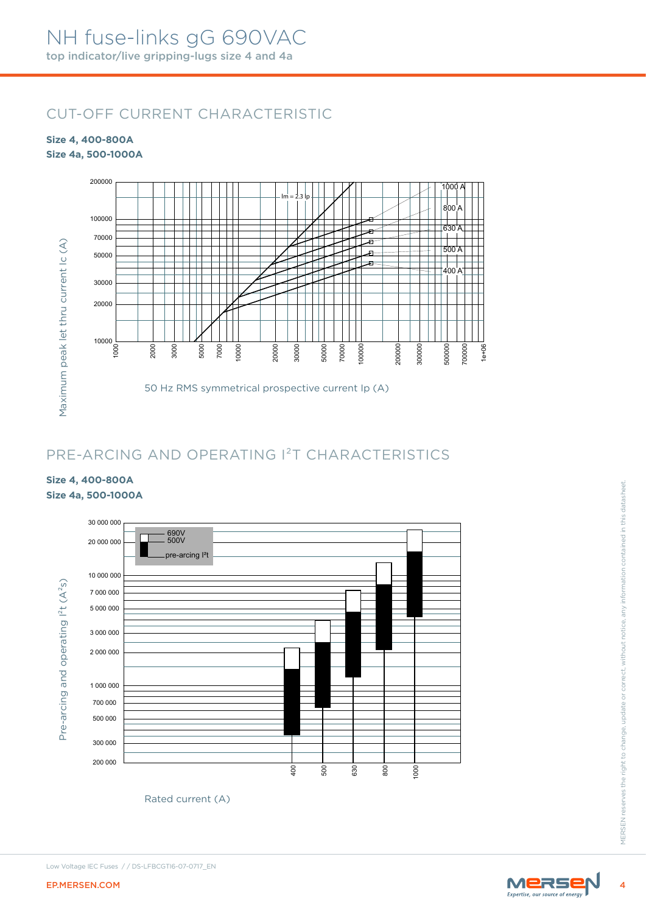# NH fuse-links gG 690VAC

top indicator/live gripping-lugs size 4 and 4a

## CUT-OFF CURRENT CHARACTERISTIC

**Size 4, 400-800A**
**Size 4a, 500-1000A**

Maximum peak let thru current Ic (A)

200000, 100000, 70000, 50000, 30000, 20000, 10000

Im = 2.3 Ip

1000 A, 800 A, 630 A, 500 A, 400 A

1000, 2000, 3000, 5000, 7000, 10000, 20000, 30000, 50000, 70000, 100000, 200000, 300000, 500000, 700000, 1e+06

50 Hz RMS symmetrical prospective current Ip (A)

## PRE-ARCING AND OPERATING I²T CHARACTERISTICS

**Size 4, 400-800A**
**Size 4a, 500-1000A**

Pre-arcing and operating $I^2t$ ($A^2s$)

30 000 000, 20 000 000, 10 000 000, 7 000 000, 5 000 000, 3 000 000, 2 000 000, 1 000 000, 700 000, 500 000, 300 000, 200 000

690V
500V
pre-arcing I²t

400, 500, 630, 800, 1000

Rated current (A)

Low Voltage IEC Fuses / / DS-LFBCGTI6-07-0717_EN

EP.MERSEN.COM

MERSEN reserves the right to change, update or correct, without notice, any information contained in this datasheet.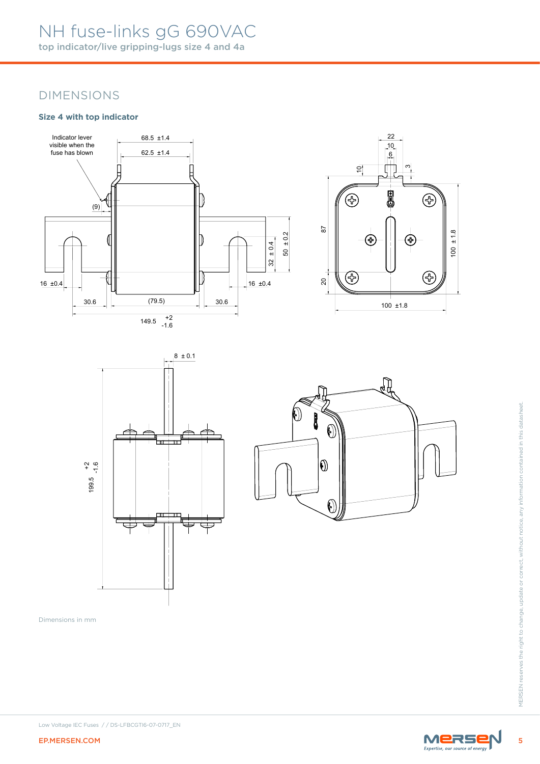# NH fuse-links gG 690VAC

top indicator/live gripping-lugs size 4 and 4a

## DIMENSIONS

### Size 4 with top indicator

Indicator lever visible when the fuse has blown

68.5 ±1.4

62.5 ±1.4

(9)

16 ±0.4

30.6

(79.5)

30.6

16 ±0.4

$149.5^{+2}_{-1.6}$

32 ± 0.4

50 ± 0.2

22

10

6

10

3

87

20

100 ±1.8

100 ± 1.8

8 ± 0.1

$199.5^{+2}_{-1.6}$

Dimensions in mm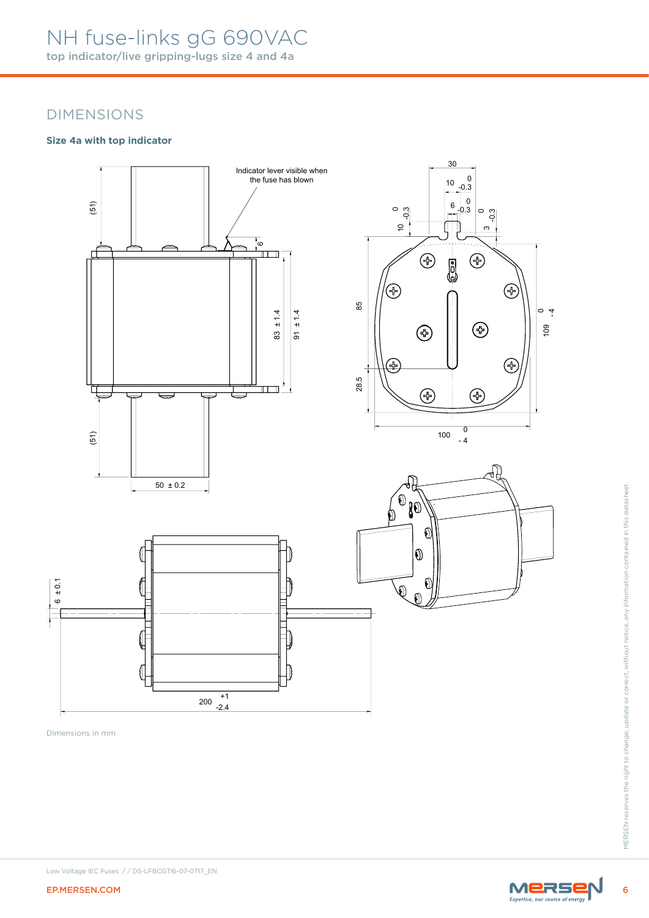# NH fuse-links gG 690VAC

top indicator/live gripping-lugs size 4 and 4a

## DIMENSIONS

**Size 4a with top indicator**

Indicator lever visible when the fuse has blown

(51)

6

83 ± 1.4

91 ± 1.4

(51)

50 ± 0.2

30

10 $^{0}_{-0.3}$

6 $^{0}_{-0.3}$

10 $^{0}_{-0.3}$

3 $^{0}_{-0.3}$

85

28.5

109 $^{0}_{-4}$

100 $^{0}_{-4}$

6 ± 0.1

200 $^{+1}_{-2.4}$

Dimensions in mm

MERSEN reserves the right to change, update or correct, without notice, any information contained in this datasheet.